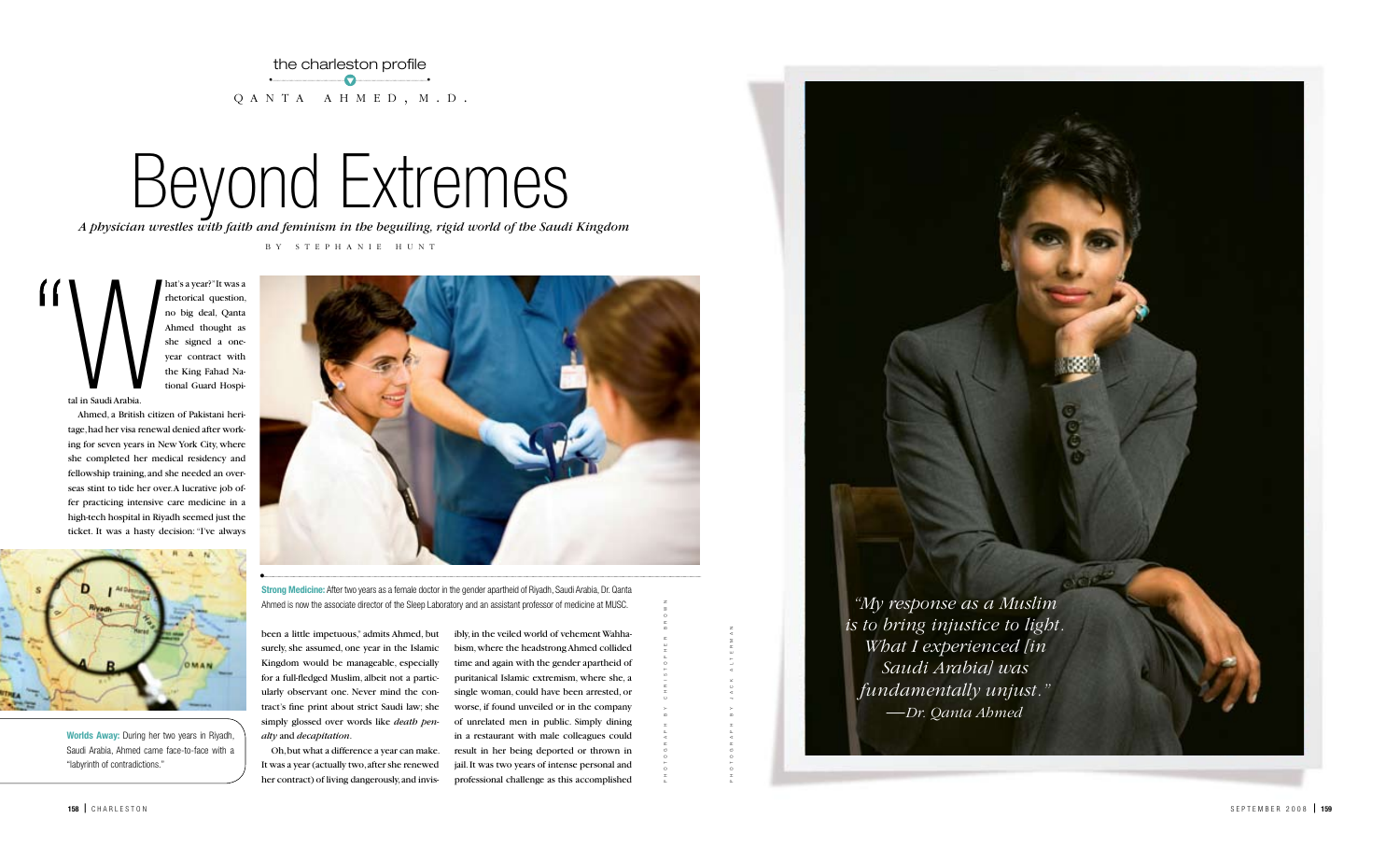the charleston profile

QANTA AHMED, M.D.

# Beyond Extremes

*A physician wrestles with faith and feminism in the beguiling, rigid world of the Saudi Kingdom*

BY STEPHANIE HUNT

"What's a year?" It was a rhetorical question, no big deal, Qanta Ahmed thought as she signed a one-year contract with the King Fahad National Guard Hospital in Saudi Arabia.

Ahmed, a British citizen of Pakistani heritage, had her visa renewal denied after working for seven years in New York City, where she completed her medical residency and fellowship training, and she needed an overseas stint to tide her over. A lucrative job offer practicing intensive care medicine in a high-tech hospital in Riyadh seemed just the ticket. It was a hasty decision: "I've always been a little impetuous," admits Ahmed, but surely, she assumed, one year in the Islamic Kingdom would be manageable, especially for a full-fledged Muslim, albeit not a particularly observant one. Never mind the contract's fine print about strict Saudi law; she simply glossed over words like *death penalty* and *decapitation*.

Oh, but what a difference a year can make. It was a year (actually two, after she renewed her contract) of living dangerously, and invisibly, in the veiled world of vehement Wahhabism, where the headstrong Ahmed collided time and again with the gender apartheid of puritanical Islamic extremism, where she, a single woman, could have been arrested, or worse, if found unveiled or in the company of unrelated men in public. Simply dining in a restaurant with male colleagues could result in her being deported or thrown in jail. It was two years of intense personal and professional challenge as this accomplished

**Strong Medicine:** After two years as a female doctor in the gender apartheid of Riyadh, Saudi Arabia, Dr. Qanta Ahmed is now the associate director of the Sleep Laboratory and an assistant professor of medicine at MUSC.

PHOTOGRAPH BY CHRISTOPHER BROWN

**Worlds Away:** During her two years in Riyadh, Saudi Arabia, Ahmed came face-to-face with a "labyrinth of contradictions."

*"My response as a Muslim is to bring injustice to light. What I experienced [in Saudi Arabia] was fundamentally unjust." —Dr. Qanta Ahmed*

PHOTOGRAPH BY JACK ALTERMAN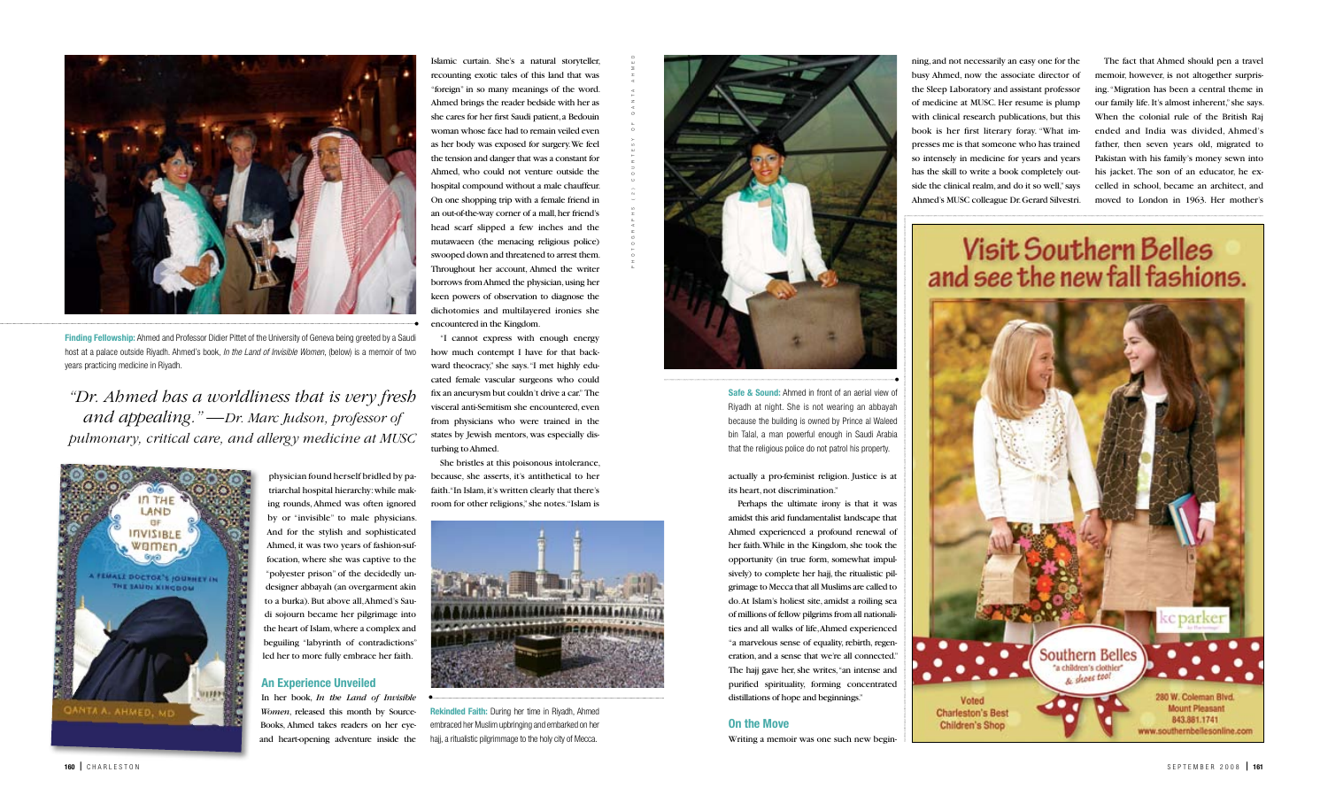Finding Fellowship: Ahmed and Professor Didier Pittet of the University of Geneva being greeted by a Saudi host at a palace outside Riyadh. Ahmed's book, *In the Land of Invisible Women*, (below) is a memoir of two years practicing medicine in Riyadh.

*"Dr. Ahmed has a worldliness that is very fresh and appealing." —Dr. Marc Judson, professor of pulmonary, critical care, and allergy medicine at MUSC*

physician found herself bridled by patriarchal hospital hierarchy: while making rounds, Ahmed was often ignored by or "invisible" to male physicians. And for the stylish and sophisticated Ahmed, it was two years of fashion-suffocation, where she was captive to the "polyester prison" of the decidedly undesigner abbayah (an overgarment akin to a burka). But above all, Ahmed's Saudi sojourn became her pilgrimage into the heart of Islam, where a complex and beguiling "labyrinth of contradictions" led her to more fully embrace her faith.

### An Experience Unveiled

In her book, *In the Land of Invisible Women*, released this month by SourceBooks, Ahmed takes readers on her eye- and heart-opening adventure inside the Islamic curtain. She's a natural storyteller, recounting exotic tales of this land that was "foreign" in so many meanings of the word. Ahmed brings the reader bedside with her as she cares for her first Saudi patient, a Bedouin woman whose face had to remain veiled even as her body was exposed for surgery. We feel the tension and danger that was a constant for Ahmed, who could not venture outside the hospital compound without a male chauffeur. On one shopping trip with a female friend in an out-of-the-way corner of a mall, her friend's head scarf slipped a few inches and the mutawaeen (the menacing religious police) swooped down and threatened to arrest them. Throughout her account, Ahmed the writer borrows from Ahmed the physician, using her keen powers of observation to diagnose the dichotomies and multilayered ironies she encountered in the Kingdom.

"I cannot express with enough energy how much contempt I have for that backward theocracy," she says. "I met highly educated female vascular surgeons who could fix an aneurysm but couldn't drive a car." The visceral anti-Semitism she encountered, even from physicians who were trained in the states by Jewish mentors, was especially disturbing to Ahmed.

She bristles at this poisonous intolerance, because, she asserts, it's antithetical to her faith. "In Islam, it's written clearly that there's room for other religions," she notes. "Islam is actually a pro-feminist religion. Justice is at its heart, not discrimination."

Perhaps the ultimate irony is that it was amidst this arid fundamentalist landscape that Ahmed experienced a profound renewal of her faith. While in the Kingdom, she took the opportunity (in true form, somewhat impulsively) to complete her hajj, the ritualistic pilgrimage to Mecca that all Muslims are called to do. At Islam's holiest site, amidst a roiling sea of millions of fellow pilgrims from all nationalities and all walks of life, Ahmed experienced "a marvelous sense of equality, rebirth, regeneration, and a sense that we're all connected." The hajj gave her, she writes, "an intense and purified spirituality, forming concentrated distillations of hope and beginnings."

Rekindled Faith: During her time in Riyadh, Ahmed embraced her Muslim upbringing and embarked on her hajj, a ritualistic pilgrimmage to the holy city of Mecca.

Safe & Sound: Ahmed in front of an aerial view of Riyadh at night. She is not wearing an abbayah because the building is owned by Prince al Waleed bin Talal, a man powerful enough in Saudi Arabia that the religious police do not patrol his property.

PHOTOGRAPHS (2) COURTESY OF QANTA AHMED

### On the Move

Writing a memoir was one such new beginning, and not necessarily an easy one for the busy Ahmed, now the associate director of the Sleep Laboratory and assistant professor of medicine at MUSC. Her resume is plump with clinical research publications, but this book is her first literary foray. "What impresses me is that someone who has trained so intensely in medicine for years and years has the skill to write a book completely outside the clinical realm, and do it so well," says Ahmed's MUSC colleague Dr. Gerard Silvestri.

The fact that Ahmed should pen a travel memoir, however, is not altogether surprising. "Migration has been a central theme in our family life. It's almost inherent," she says. When the colonial rule of the British Raj ended and India was divided, Ahmed's father, then seven years old, migrated to Pakistan with his family's money sewn into his jacket. The son of an educator, he excelled in school, became an architect, and moved to London in 1963. Her mother's

Visit Southern Belles and see the new fall fashions.

kc parker

Southern Belles "a children's clothier" & shoes too!

Voted Charleston's Best Children's Shop

280 W. Coleman Blvd. Mount Pleasant 843.881.1741 www.southernbellesonline.com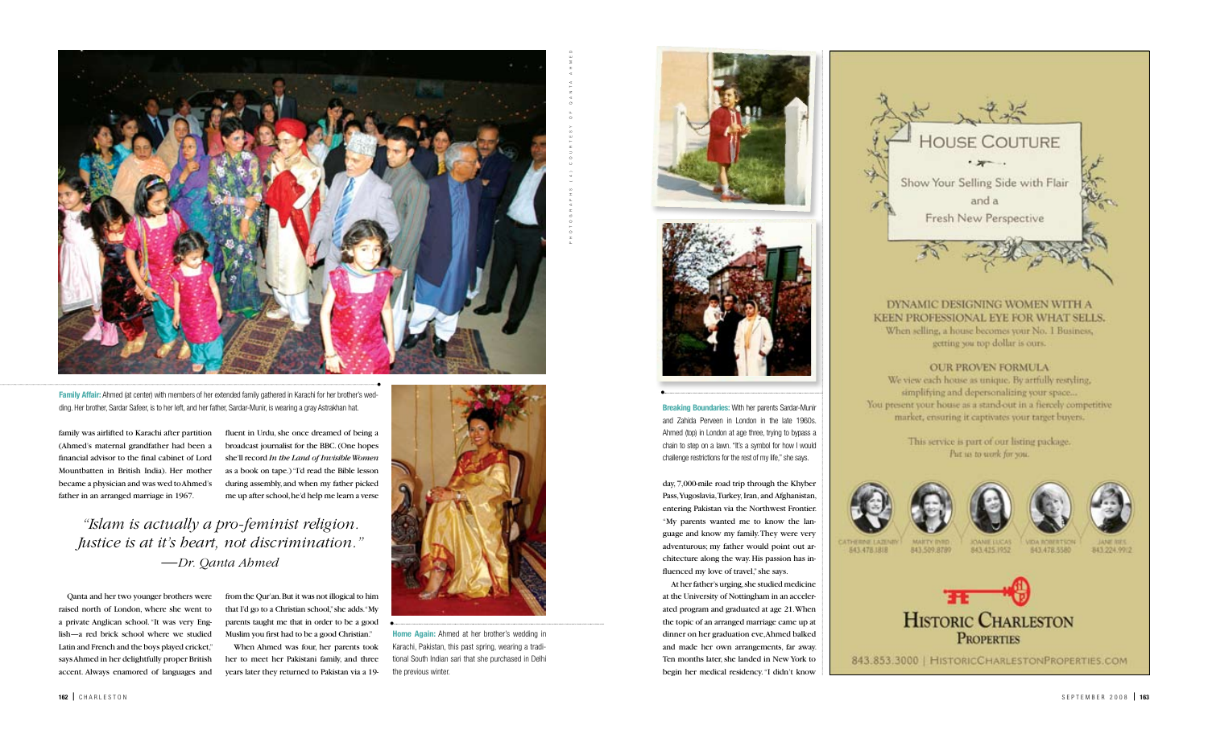Family Affair: Ahmed (at center) with members of her extended family gathered in Karachi for her brother's wedding. Her brother, Sardar Safeer, is to her left, and her father, Sardar-Munir, is wearing a gray Astrakhan hat.

family was airlifted to Karachi after partition (Ahmed's maternal grandfather had been a financial advisor to the final cabinet of Lord Mountbatten in British India). Her mother became a physician and was wed to Ahmed's father in an arranged marriage in 1967.

Qanta and her two younger brothers were raised north of London, where she went to a private Anglican school. "It was very English—a red brick school where we studied Latin and French and the boys played cricket," says Ahmed in her delightfully proper British accent. Always enamored of languages and fluent in Urdu, she once dreamed of being a broadcast journalist for the BBC. (One hopes she'll record *In the Land of Invisible Women* as a book on tape.) "I'd read the Bible lesson during assembly, and when my father picked me up after school, he'd help me learn a verse from the Qur'an. But it was not illogical to him that I'd go to a Christian school," she adds. "My parents taught me that in order to be a good Muslim you first had to be a good Christian."

*"Islam is actually a pro-feminist religion. Justice is at it's heart, not discrimination."*
*—Dr. Qanta Ahmed*

When Ahmed was four, her parents took her to meet her Pakistani family, and three years later they returned to Pakistan via a 19-day, 7,000-mile road trip through the Khyber Pass, Yugoslavia, Turkey, Iran, and Afghanistan, entering Pakistan via the Northwest Frontier. "My parents wanted me to know the language and know my family. They were very adventurous; my father would point out architecture along the way. His passion has influenced my love of travel," she says.

At her father's urging, she studied medicine at the University of Nottingham in an accelerated program and graduated at age 21. When the topic of an arranged marriage came up at dinner on her graduation eve, Ahmed balked and made her own arrangements, far away. Ten months later, she landed in New York to begin her medical residency. "I didn't know

Home Again: Ahmed at her brother's wedding in Karachi, Pakistan, this past spring, wearing a traditional South Indian sari that she purchased in Delhi the previous winter.

Breaking Boundaries: With her parents Sardar-Munir and Zahida Perveen in London in the late 1960s. Ahmed (top) in London at age three, trying to bypass a chain to step on a lawn. "It's a symbol for how I would challenge restrictions for the rest of my life," she says.

PHOTOGRAPHS (4) COURTESY OF QANTA AHMED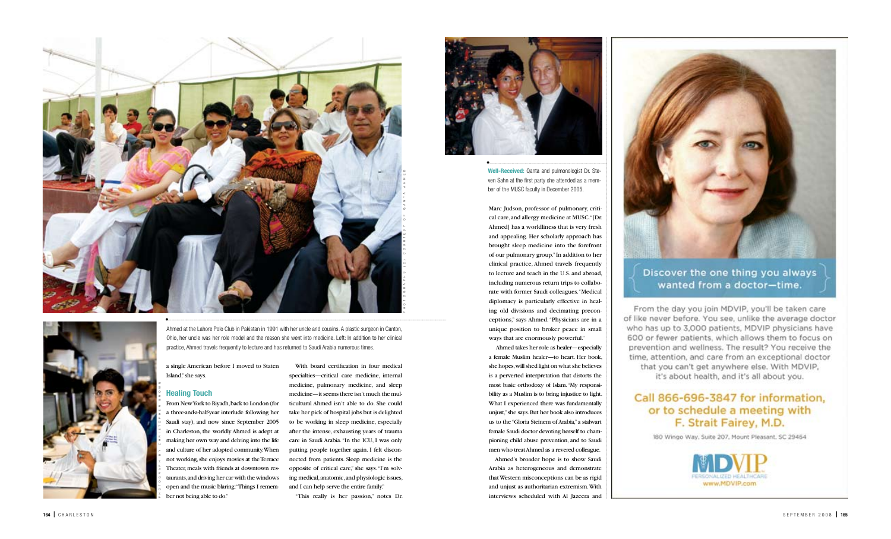Ahmed at the Lahore Polo Club in Pakistan in 1991 with her uncle and cousins. A plastic surgeon in Canton, Ohio, her uncle was her role model and the reason she went into medicine. Left: In addition to her clinical practice, Ahmed travels frequently to lecture and has returned to Saudi Arabia numerous times.

PHOTOGRAPHS (2) COURTESY OF QANTA AHMED

PHOTOGRAPH BY CHRISTOPHER BROWN

a single American before I moved to Staten Island," she says.

## Healing Touch

From New York to Riyadh, back to London (for a three-and-a-half-year interlude following her Saudi stay), and now since September 2005 in Charleston, the worldly Ahmed is adept at making her own way and delving into the life and culture of her adopted community. When not working, she enjoys movies at the Terrace Theater, meals with friends at downtown restaurants, and driving her car with the windows open and the music blaring: "Things I remember not being able to do."

With board certification in four medical specialties—critical care medicine, internal medicine, pulmonary medicine, and sleep medicine—it seems there isn't much the multicultural Ahmed isn't able to do. She could take her pick of hospital jobs but is delighted to be working in sleep medicine, especially after the intense, exhausting years of trauma care in Saudi Arabia. "In the ICU, I was only putting people together again. I felt disconnected from patients. Sleep medicine is the opposite of critical care," she says. "I'm solving medical, anatomic, and physiologic issues, and I can help serve the entire family."

"This really is her passion," notes Dr. Marc Judson, professor of pulmonary, critical care, and allergy medicine at MUSC. "[Dr. Ahmed] has a worldliness that is very fresh and appealing. Her scholarly approach has brought sleep medicine into the forefront of our pulmonary group." In addition to her clinical practice, Ahmed travels frequently to lecture and teach in the U.S. and abroad, including numerous return trips to collaborate with former Saudi colleagues. "Medical diplomacy is particularly effective in healing old divisions and decimating preconceptions," says Ahmed. "Physicians are in a unique position to broker peace in small ways that are enormously powerful."

Ahmed takes her role as healer—especially a female Muslim healer—to heart. Her book, she hopes, will shed light on what she believes is a perverted interpretation that distorts the most basic orthodoxy of Islam. "My responsibility as a Muslim is to bring injustice to light. What I experienced there was fundamentally unjust," she says. But her book also introduces us to the "Gloria Steinem of Arabia," a stalwart female Saudi doctor devoting herself to championing child abuse prevention, and to Saudi men who treat Ahmed as a revered colleague.

Ahmed's broader hope is to show Saudi Arabia as heterogeneous and demonstrate that Western misconceptions can be as rigid and unjust as authoritarian extremism. With interviews scheduled with Al Jazeera and

**Well-Received:** Qanta and pulmonologist Dr. Steven Sahn at the first party she attended as a member of the MUSC faculty in December 2005.

Discover the one thing you always wanted from a doctor—time.

From the day you join MDVIP, you'll be taken care of like never before. You see, unlike the average doctor who has up to 3,000 patients, MDVIP physicians have 600 or fewer patients, which allows them to focus on prevention and wellness. The result? You receive the time, attention, and care from an exceptional doctor that you can't get anywhere else. With MDVIP, it's about health, and it's all about you.

Call 866-696-3847 for information, or to schedule a meeting with F. Strait Fairey, M.D.

180 Wingo Way, Suite 207, Mount Pleasant, SC 29464

MDVIP PERSONALIZED HEALTHCARE www.MDVIP.com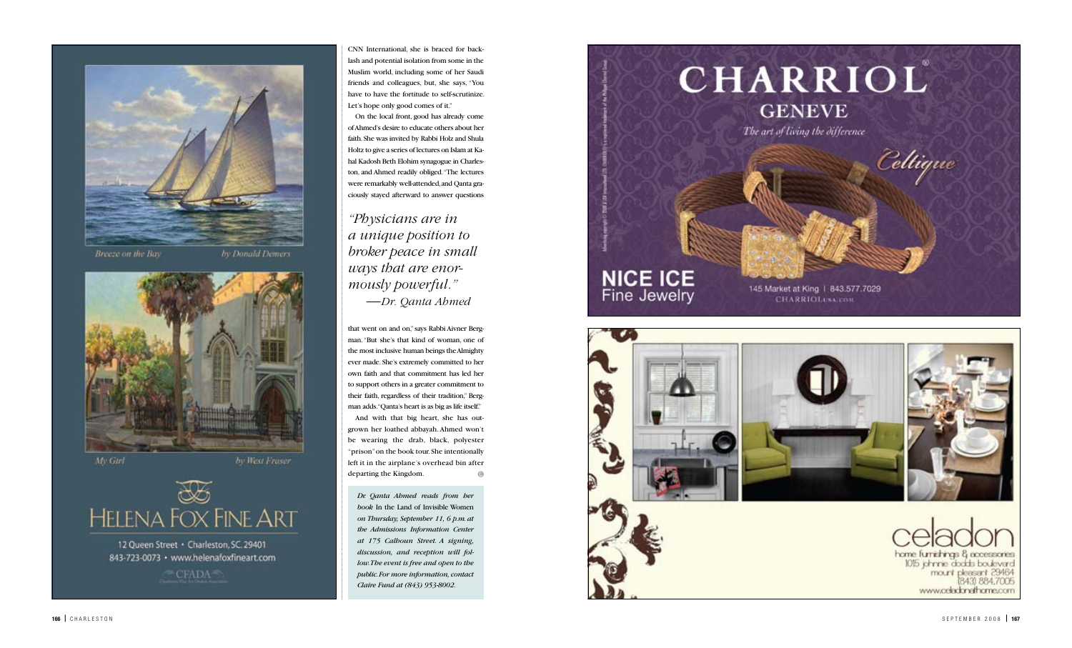CNN International, she is braced for backlash and potential isolation from some in the Muslim world, including some of her Saudi friends and colleagues, but, she says, "You have to have the fortitude to self-scrutinize. Let's hope only good comes of it."

On the local front, good has already come of Ahmed's desire to educate others about her faith. She was invited by Rabbi Holz and Shula Holtz to give a series of lectures on Islam at Kahal Kadosh Beth Elohim synagogue in Charleston, and Ahmed readily obliged. "The lectures were remarkably well-attended, and Qanta graciously stayed afterward to answer questions that went on and on," says Rabbi Aivner Bergman. "But she's that kind of woman, one of the most inclusive human beings the Almighty ever made. She's extremely committed to her own faith and that commitment has led her to support others in a greater commitment to their faith, regardless of their tradition," Bergman adds. "Qanta's heart is as big as life itself."

> *"Physicians are in a unique position to broker peace in small ways that are enormously powerful."*
> *—Dr. Qanta Ahmed*

And with that big heart, she has outgrown her loathed abbayah. Ahmed won't be wearing the drab, black, polyester "prison" on the book tour. She intentionally left it in the airplane's overhead bin after departing the Kingdom.

*Dr. Qanta Ahmed reads from her book* In the Land of Invisible Women *on Thursday, September 11, 6 p.m. at the Admissions Information Center at 175 Calhoun Street. A signing, discussion, and reception will follow. The event is free and open to the public. For more information, contact Claire Fund at (843) 953-8002.*